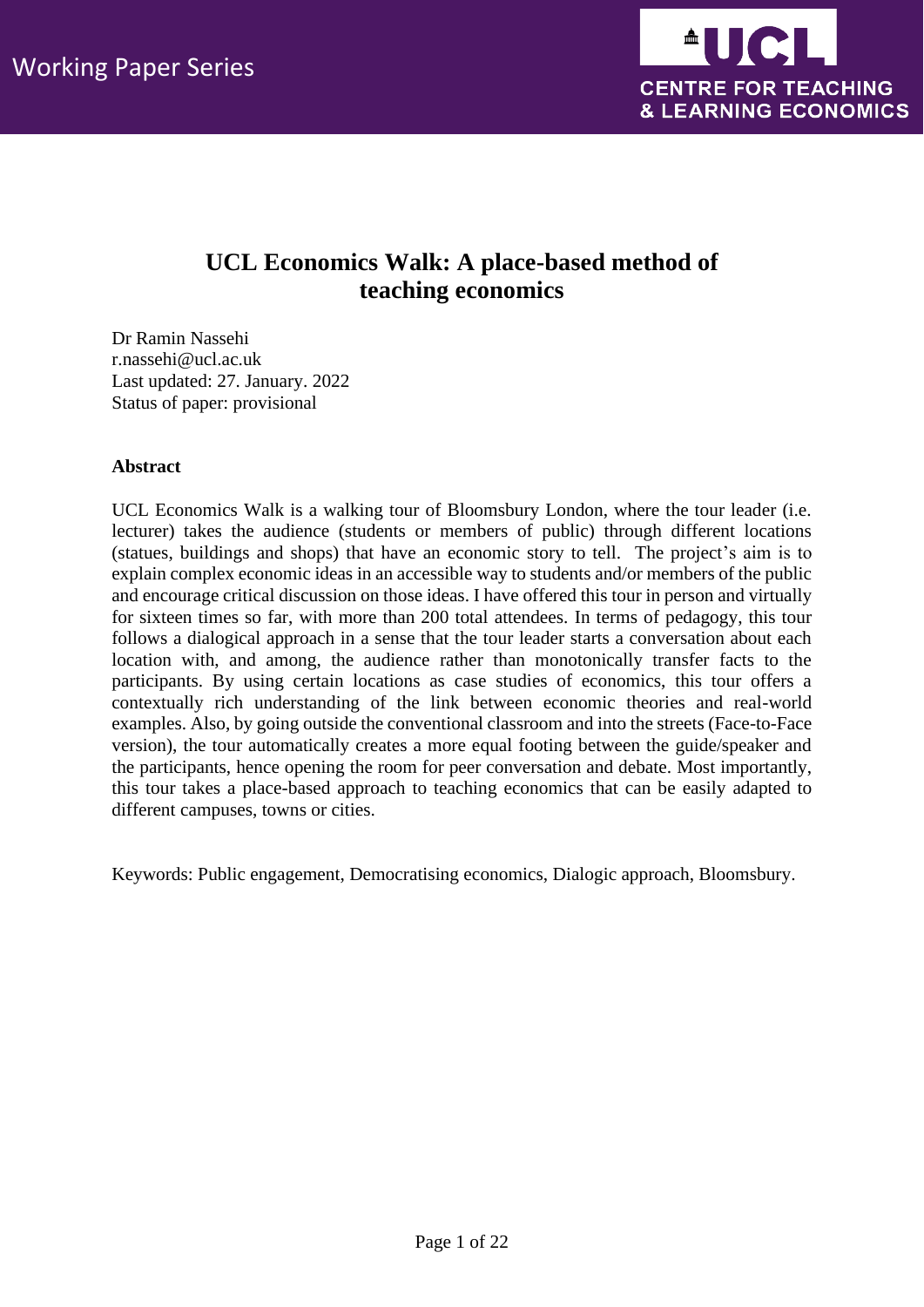Working Paper Series

UCL CENTRE FOR TEACHING & LEARNING ECONOMICS

# UCL Economics Walk: A place-based method of teaching economics

Dr Ramin Nassehi
r.nassehi@ucl.ac.uk
Last updated: 27. January. 2022
Status of paper: provisional

**Abstract**

UCL Economics Walk is a walking tour of Bloomsbury London, where the tour leader (i.e. lecturer) takes the audience (students or members of public) through different locations (statues, buildings and shops) that have an economic story to tell. The project's aim is to explain complex economic ideas in an accessible way to students and/or members of the public and encourage critical discussion on those ideas. I have offered this tour in person and virtually for sixteen times so far, with more than 200 total attendees. In terms of pedagogy, this tour follows a dialogical approach in a sense that the tour leader starts a conversation about each location with, and among, the audience rather than monotonically transfer facts to the participants. By using certain locations as case studies of economics, this tour offers a contextually rich understanding of the link between economic theories and real-world examples. Also, by going outside the conventional classroom and into the streets (Face-to-Face version), the tour automatically creates a more equal footing between the guide/speaker and the participants, hence opening the room for peer conversation and debate. Most importantly, this tour takes a place-based approach to teaching economics that can be easily adapted to different campuses, towns or cities.

Keywords: Public engagement, Democratising economics, Dialogic approach, Bloomsbury.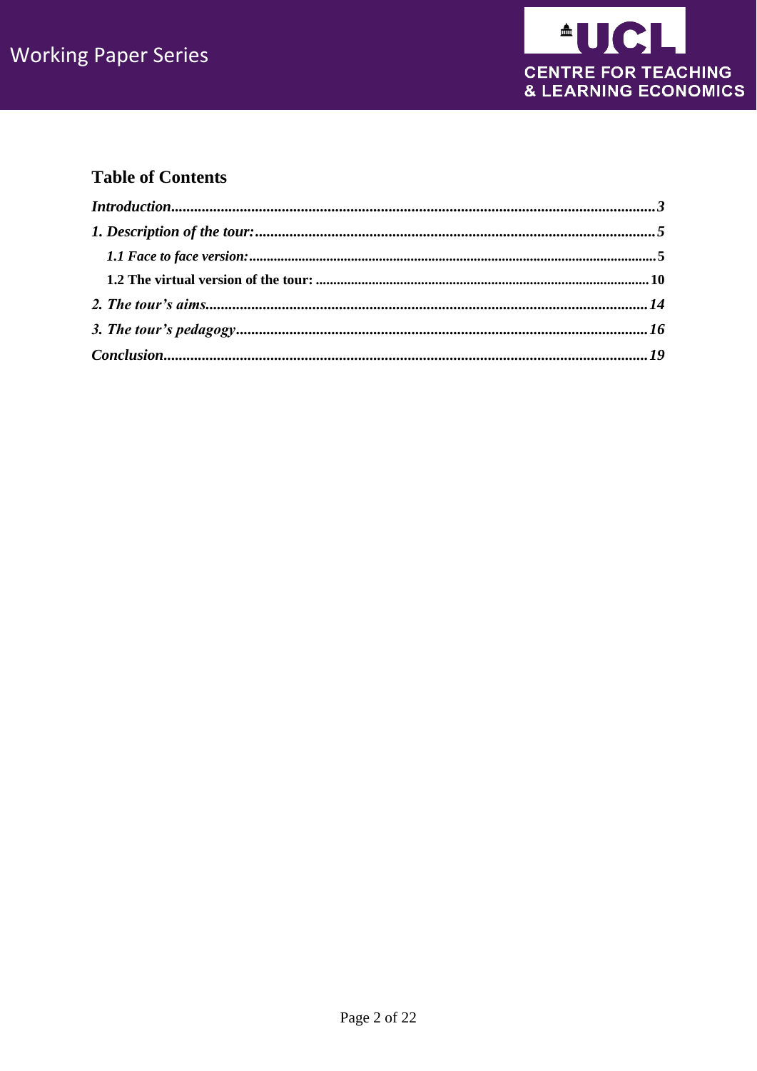## Table of Contents

*Introduction*............................................................................................................................*3*

*1. Description of the tour:*........................................................................................................*5*

- *1.1 Face to face version:*..................................................................................................................*5*
- **1.2 The virtual version of the tour:** ............................................................................................**10**

*2. The tour's aims*...................................................................................................................*14*

*3. The tour's pedagogy*...........................................................................................................*16*

*Conclusion*..............................................................................................................................*19*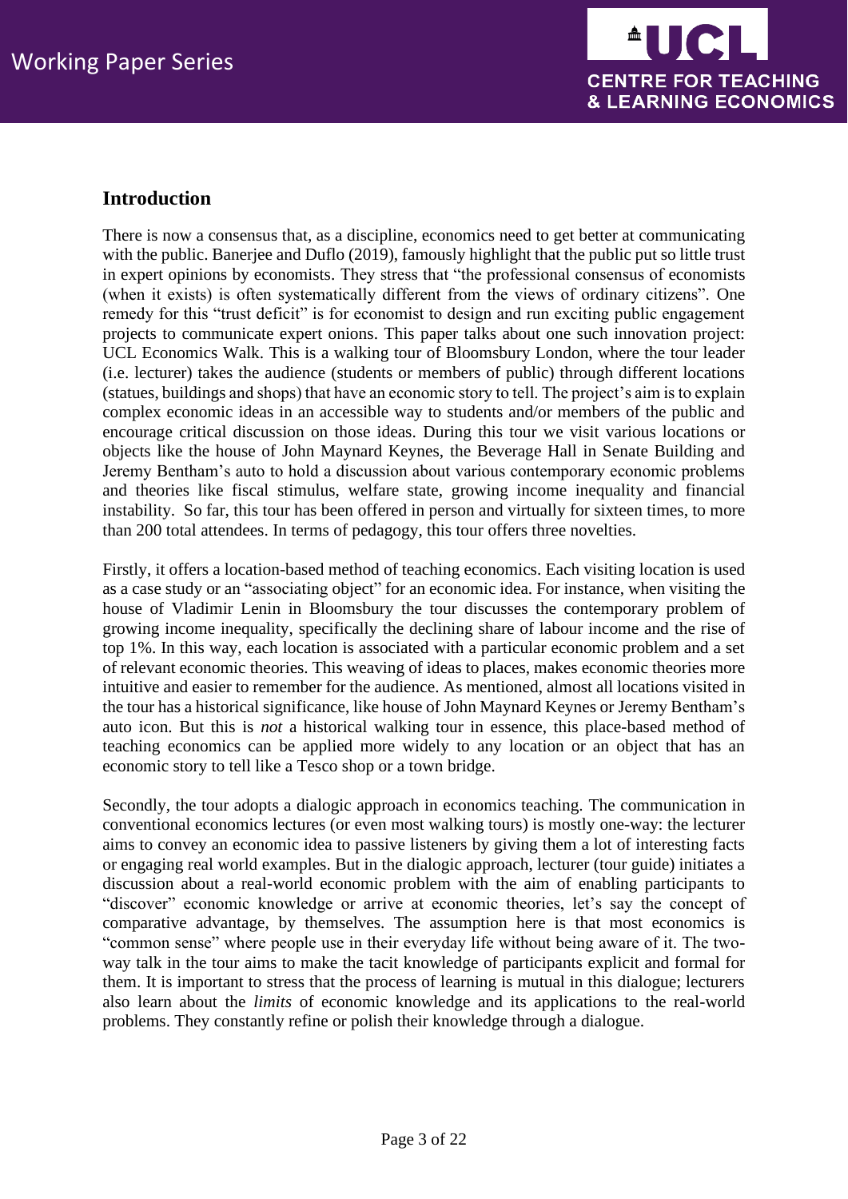## Introduction

There is now a consensus that, as a discipline, economics need to get better at communicating with the public. Banerjee and Duflo (2019), famously highlight that the public put so little trust in expert opinions by economists. They stress that "the professional consensus of economists (when it exists) is often systematically different from the views of ordinary citizens". One remedy for this "trust deficit" is for economist to design and run exciting public engagement projects to communicate expert onions. This paper talks about one such innovation project: UCL Economics Walk. This is a walking tour of Bloomsbury London, where the tour leader (i.e. lecturer) takes the audience (students or members of public) through different locations (statues, buildings and shops) that have an economic story to tell. The project's aim is to explain complex economic ideas in an accessible way to students and/or members of the public and encourage critical discussion on those ideas. During this tour we visit various locations or objects like the house of John Maynard Keynes, the Beverage Hall in Senate Building and Jeremy Bentham's auto to hold a discussion about various contemporary economic problems and theories like fiscal stimulus, welfare state, growing income inequality and financial instability. So far, this tour has been offered in person and virtually for sixteen times, to more than 200 total attendees. In terms of pedagogy, this tour offers three novelties.

Firstly, it offers a location-based method of teaching economics. Each visiting location is used as a case study or an "associating object" for an economic idea. For instance, when visiting the house of Vladimir Lenin in Bloomsbury the tour discusses the contemporary problem of growing income inequality, specifically the declining share of labour income and the rise of top 1%. In this way, each location is associated with a particular economic problem and a set of relevant economic theories. This weaving of ideas to places, makes economic theories more intuitive and easier to remember for the audience. As mentioned, almost all locations visited in the tour has a historical significance, like house of John Maynard Keynes or Jeremy Bentham's auto icon. But this is *not* a historical walking tour in essence, this place-based method of teaching economics can be applied more widely to any location or an object that has an economic story to tell like a Tesco shop or a town bridge.

Secondly, the tour adopts a dialogic approach in economics teaching. The communication in conventional economics lectures (or even most walking tours) is mostly one-way: the lecturer aims to convey an economic idea to passive listeners by giving them a lot of interesting facts or engaging real world examples. But in the dialogic approach, lecturer (tour guide) initiates a discussion about a real-world economic problem with the aim of enabling participants to "discover" economic knowledge or arrive at economic theories, let's say the concept of comparative advantage, by themselves. The assumption here is that most economics is "common sense" where people use in their everyday life without being aware of it. The two-way talk in the tour aims to make the tacit knowledge of participants explicit and formal for them. It is important to stress that the process of learning is mutual in this dialogue; lecturers also learn about the *limits* of economic knowledge and its applications to the real-world problems. They constantly refine or polish their knowledge through a dialogue.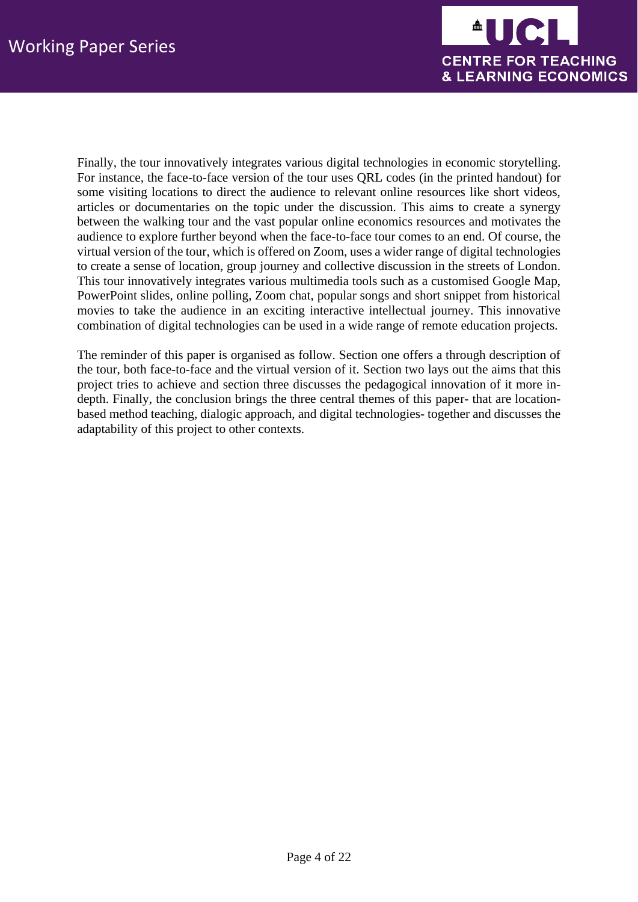Finally, the tour innovatively integrates various digital technologies in economic storytelling. For instance, the face-to-face version of the tour uses QRL codes (in the printed handout) for some visiting locations to direct the audience to relevant online resources like short videos, articles or documentaries on the topic under the discussion. This aims to create a synergy between the walking tour and the vast popular online economics resources and motivates the audience to explore further beyond when the face-to-face tour comes to an end. Of course, the virtual version of the tour, which is offered on Zoom, uses a wider range of digital technologies to create a sense of location, group journey and collective discussion in the streets of London. This tour innovatively integrates various multimedia tools such as a customised Google Map, PowerPoint slides, online polling, Zoom chat, popular songs and short snippet from historical movies to take the audience in an exciting interactive intellectual journey. This innovative combination of digital technologies can be used in a wide range of remote education projects.

The reminder of this paper is organised as follow. Section one offers a through description of the tour, both face-to-face and the virtual version of it. Section two lays out the aims that this project tries to achieve and section three discusses the pedagogical innovation of it more in-depth. Finally, the conclusion brings the three central themes of this paper- that are location-based method teaching, dialogic approach, and digital technologies- together and discusses the adaptability of this project to other contexts.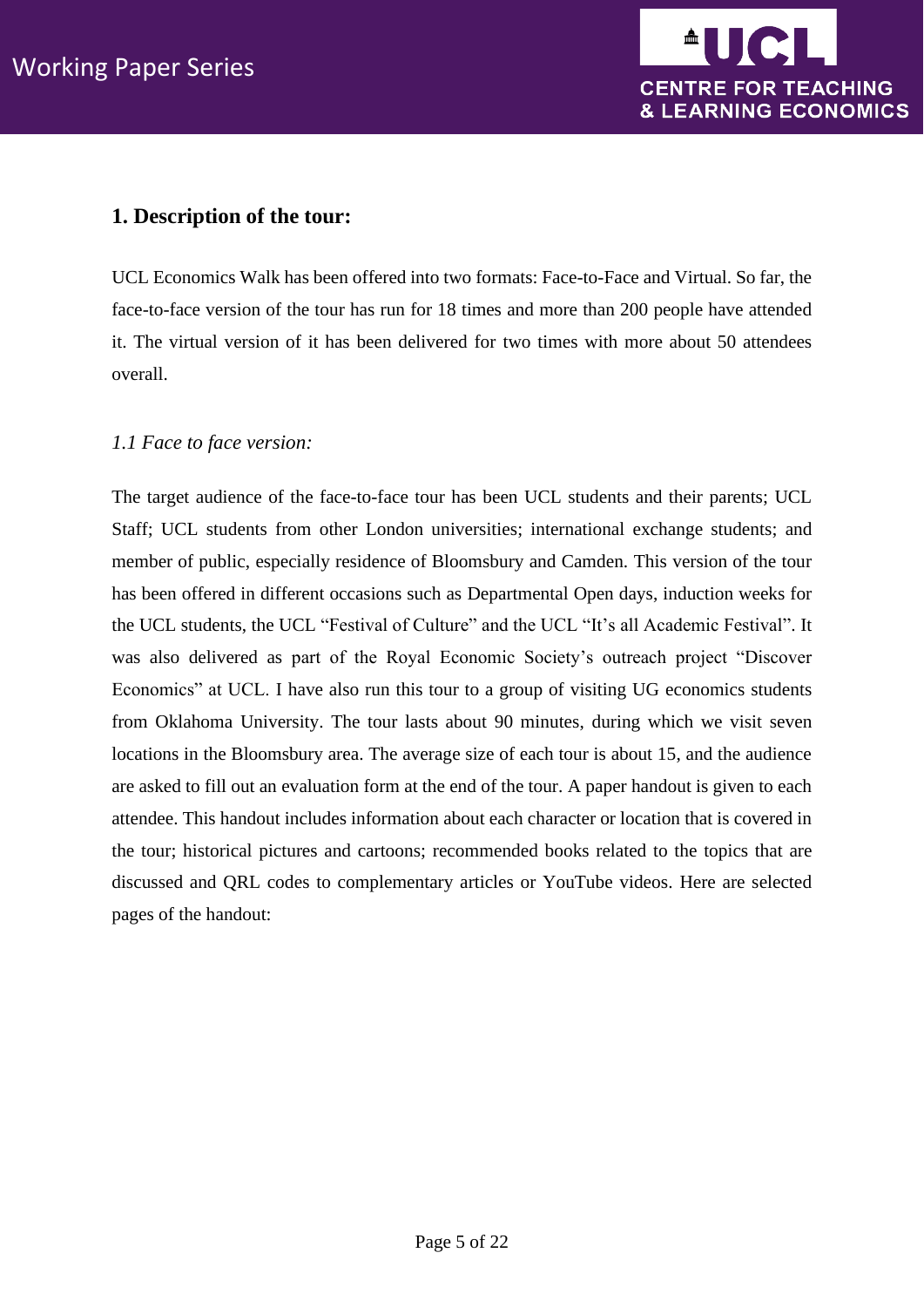## 1. Description of the tour:

UCL Economics Walk has been offered into two formats: Face-to-Face and Virtual. So far, the face-to-face version of the tour has run for 18 times and more than 200 people have attended it. The virtual version of it has been delivered for two times with more about 50 attendees overall.

### *1.1 Face to face version:*

The target audience of the face-to-face tour has been UCL students and their parents; UCL Staff; UCL students from other London universities; international exchange students; and member of public, especially residence of Bloomsbury and Camden. This version of the tour has been offered in different occasions such as Departmental Open days, induction weeks for the UCL students, the UCL "Festival of Culture" and the UCL "It's all Academic Festival". It was also delivered as part of the Royal Economic Society's outreach project "Discover Economics" at UCL. I have also run this tour to a group of visiting UG economics students from Oklahoma University. The tour lasts about 90 minutes, during which we visit seven locations in the Bloomsbury area. The average size of each tour is about 15, and the audience are asked to fill out an evaluation form at the end of the tour. A paper handout is given to each attendee. This handout includes information about each character or location that is covered in the tour; historical pictures and cartoons; recommended books related to the topics that are discussed and QRL codes to complementary articles or YouTube videos. Here are selected pages of the handout: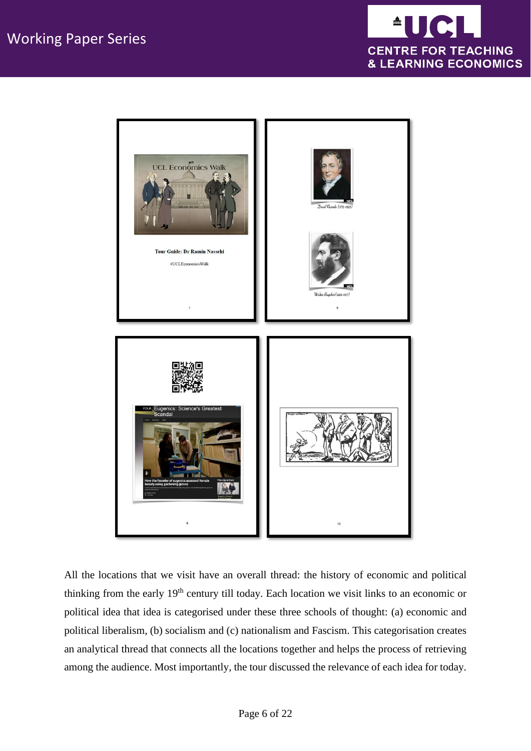All the locations that we visit have an overall thread: the history of economic and political thinking from the early 19th century till today. Each location we visit links to an economic or political idea that idea is categorised under these three schools of thought: (a) economic and political liberalism, (b) socialism and (c) nationalism and Fascism. This categorisation creates an analytical thread that connects all the locations together and helps the process of retrieving among the audience. Most importantly, the tour discussed the relevance of each idea for today.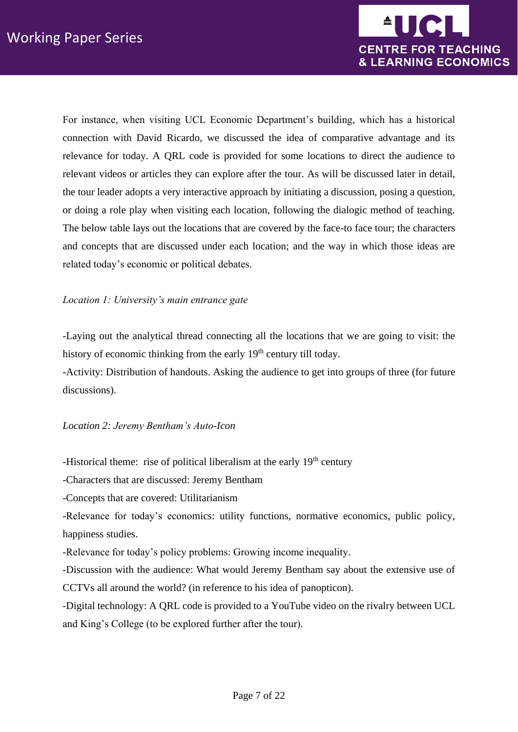For instance, when visiting UCL Economic Department's building, which has a historical connection with David Ricardo, we discussed the idea of comparative advantage and its relevance for today. A QRL code is provided for some locations to direct the audience to relevant videos or articles they can explore after the tour. As will be discussed later in detail, the tour leader adopts a very interactive approach by initiating a discussion, posing a question, or doing a role play when visiting each location, following the dialogic method of teaching. The below table lays out the locations that are covered by the face-to face tour; the characters and concepts that are discussed under each location; and the way in which those ideas are related today's economic or political debates.

*Location 1: University's main entrance gate*

-Laying out the analytical thread connecting all the locations that we are going to visit: the history of economic thinking from the early 19th century till today.
-Activity: Distribution of handouts. Asking the audience to get into groups of three (for future discussions).

*Location 2: Jeremy Bentham's Auto-Icon*

-Historical theme: rise of political liberalism at the early 19th century
-Characters that are discussed: Jeremy Bentham
-Concepts that are covered: Utilitarianism
-Relevance for today's economics: utility functions, normative economics, public policy, happiness studies.
-Relevance for today's policy problems: Growing income inequality.
-Discussion with the audience: What would Jeremy Bentham say about the extensive use of CCTVs all around the world? (in reference to his idea of panopticon).
-Digital technology: A QRL code is provided to a YouTube video on the rivalry between UCL and King's College (to be explored further after the tour).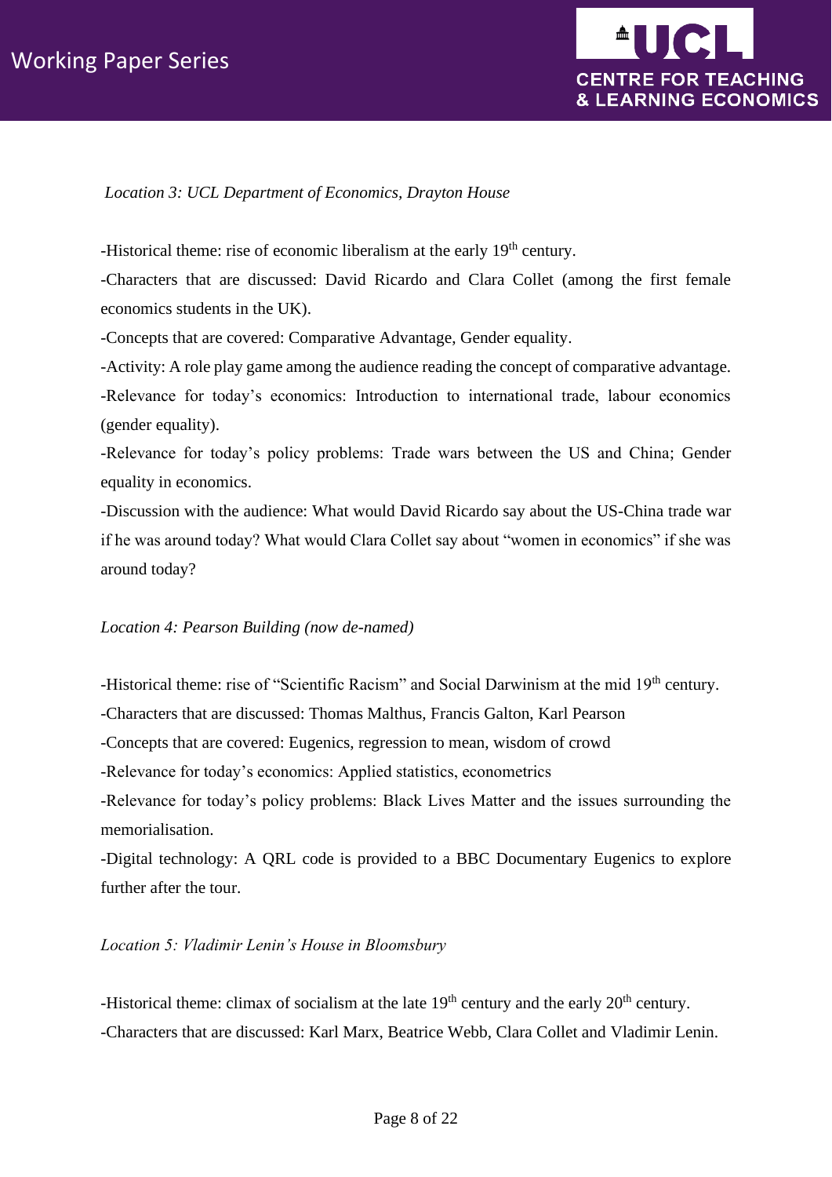*Location 3: UCL Department of Economics, Drayton House*

-Historical theme: rise of economic liberalism at the early 19th century.

-Characters that are discussed: David Ricardo and Clara Collet (among the first female economics students in the UK).

-Concepts that are covered: Comparative Advantage, Gender equality.

-Activity: A role play game among the audience reading the concept of comparative advantage.

-Relevance for today's economics: Introduction to international trade, labour economics (gender equality).

-Relevance for today's policy problems: Trade wars between the US and China; Gender equality in economics.

-Discussion with the audience: What would David Ricardo say about the US-China trade war if he was around today? What would Clara Collet say about "women in economics" if she was around today?

*Location 4: Pearson Building (now de-named)*

-Historical theme: rise of "Scientific Racism" and Social Darwinism at the mid 19th century.

-Characters that are discussed: Thomas Malthus, Francis Galton, Karl Pearson

-Concepts that are covered: Eugenics, regression to mean, wisdom of crowd

-Relevance for today's economics: Applied statistics, econometrics

-Relevance for today's policy problems: Black Lives Matter and the issues surrounding the memorialisation.

-Digital technology: A QRL code is provided to a BBC Documentary Eugenics to explore further after the tour.

*Location 5: Vladimir Lenin's House in Bloomsbury*

-Historical theme: climax of socialism at the late 19th century and the early 20th century.

-Characters that are discussed: Karl Marx, Beatrice Webb, Clara Collet and Vladimir Lenin.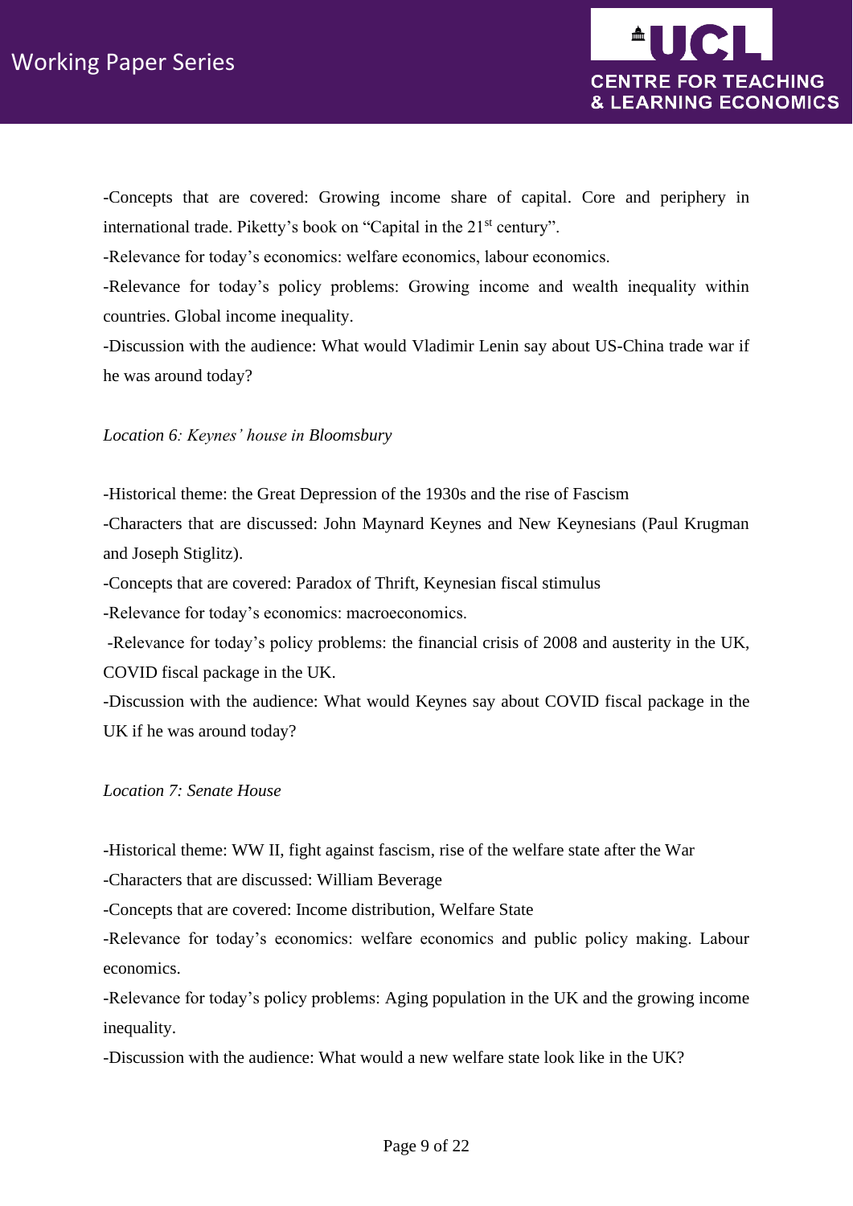-Concepts that are covered: Growing income share of capital. Core and periphery in international trade. Piketty's book on "Capital in the 21st century".

-Relevance for today's economics: welfare economics, labour economics.

-Relevance for today's policy problems: Growing income and wealth inequality within countries. Global income inequality.

-Discussion with the audience: What would Vladimir Lenin say about US-China trade war if he was around today?

*Location 6: Keynes' house in Bloomsbury*

-Historical theme: the Great Depression of the 1930s and the rise of Fascism

-Characters that are discussed: John Maynard Keynes and New Keynesians (Paul Krugman and Joseph Stiglitz).

-Concepts that are covered: Paradox of Thrift, Keynesian fiscal stimulus

-Relevance for today's economics: macroeconomics.

-Relevance for today's policy problems: the financial crisis of 2008 and austerity in the UK, COVID fiscal package in the UK.

-Discussion with the audience: What would Keynes say about COVID fiscal package in the UK if he was around today?

*Location 7: Senate House*

-Historical theme: WW II, fight against fascism, rise of the welfare state after the War

-Characters that are discussed: William Beverage

-Concepts that are covered: Income distribution, Welfare State

-Relevance for today's economics: welfare economics and public policy making. Labour economics.

-Relevance for today's policy problems: Aging population in the UK and the growing income inequality.

-Discussion with the audience: What would a new welfare state look like in the UK?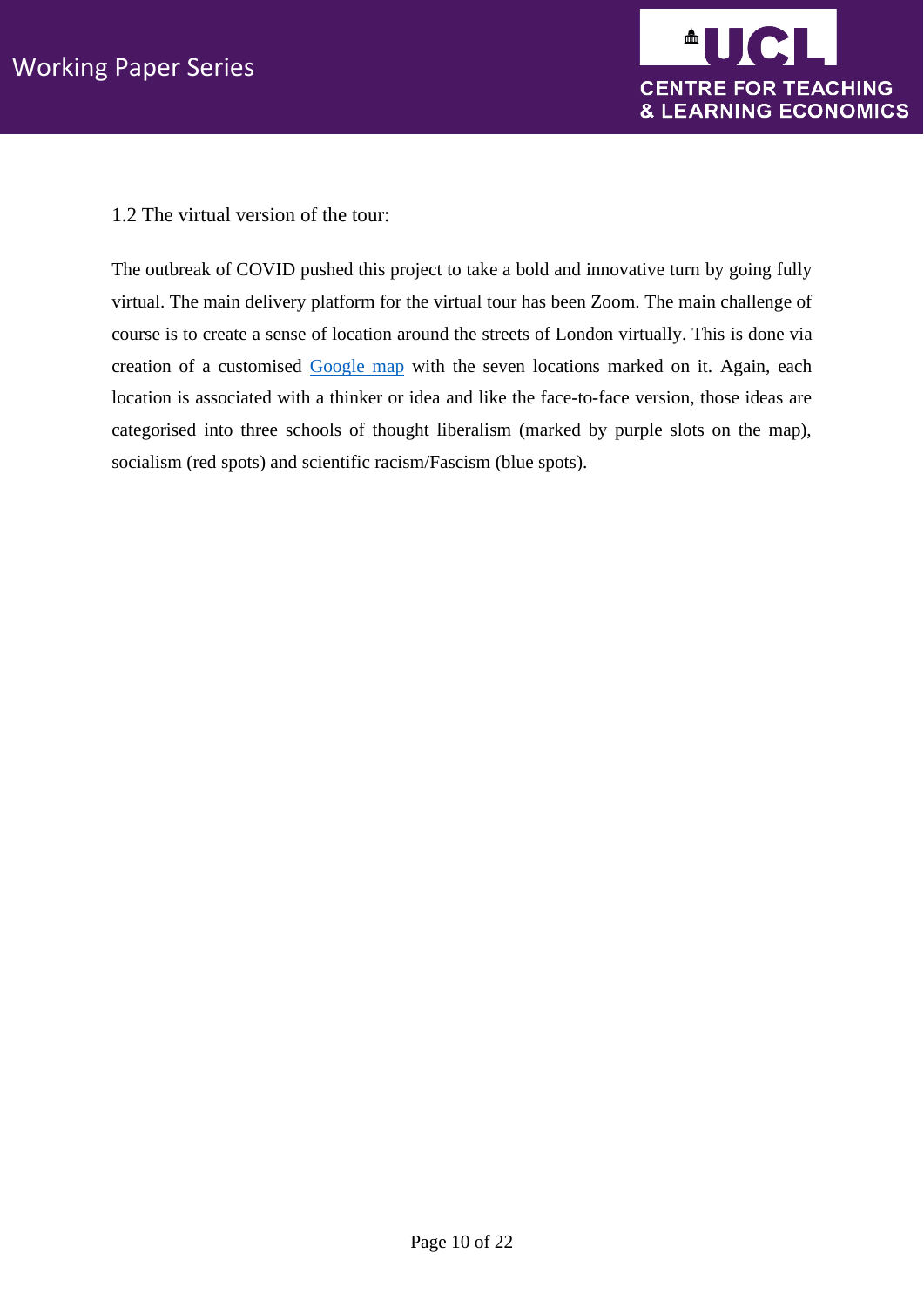### 1.2 The virtual version of the tour:

The outbreak of COVID pushed this project to take a bold and innovative turn by going fully virtual. The main delivery platform for the virtual tour has been Zoom. The main challenge of course is to create a sense of location around the streets of London virtually. This is done via creation of a customised Google map with the seven locations marked on it. Again, each location is associated with a thinker or idea and like the face-to-face version, those ideas are categorised into three schools of thought liberalism (marked by purple slots on the map), socialism (red spots) and scientific racism/Fascism (blue spots).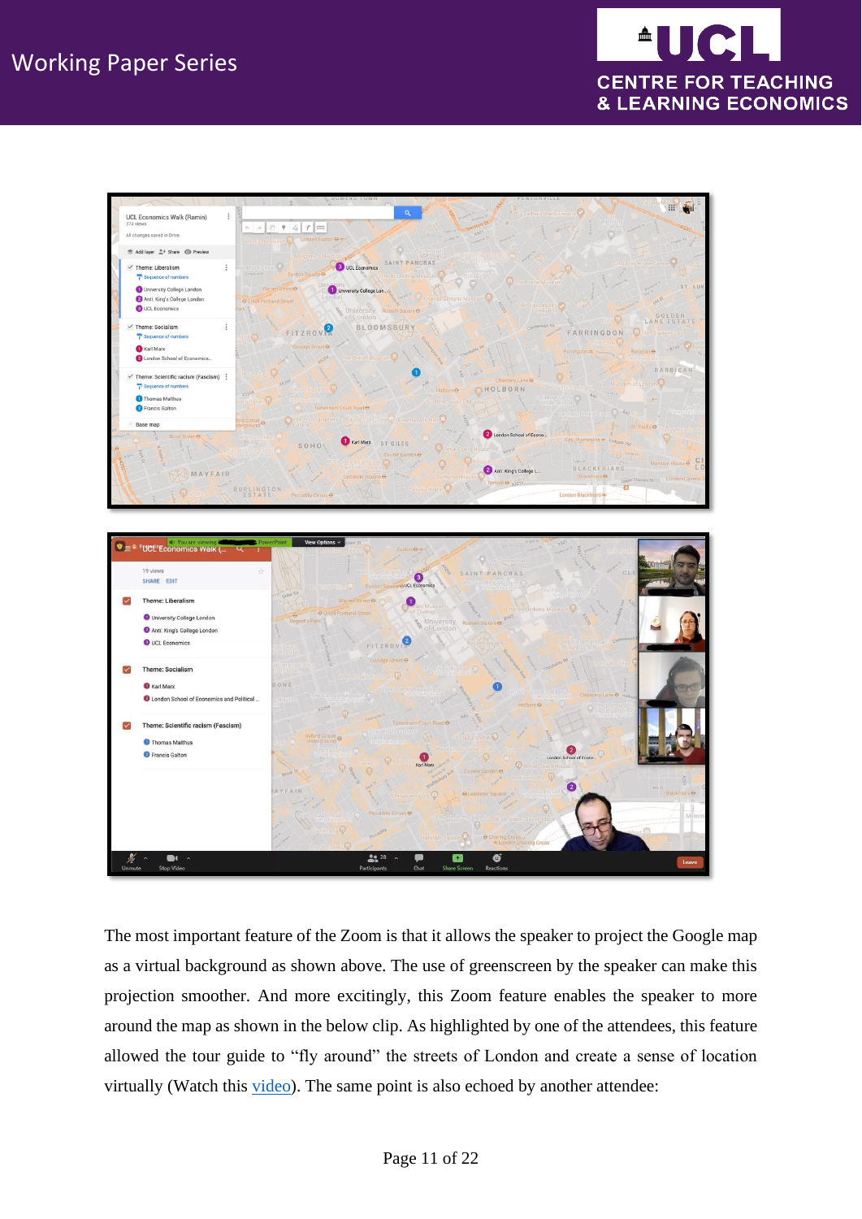The most important feature of the Zoom is that it allows the speaker to project the Google map as a virtual background as shown above. The use of greenscreen by the speaker can make this projection smoother. And more excitingly, this Zoom feature enables the speaker to more around the map as shown in the below clip. As highlighted by one of the attendees, this feature allowed the tour guide to "fly around" the streets of London and create a sense of location virtually (Watch this video). The same point is also echoed by another attendee: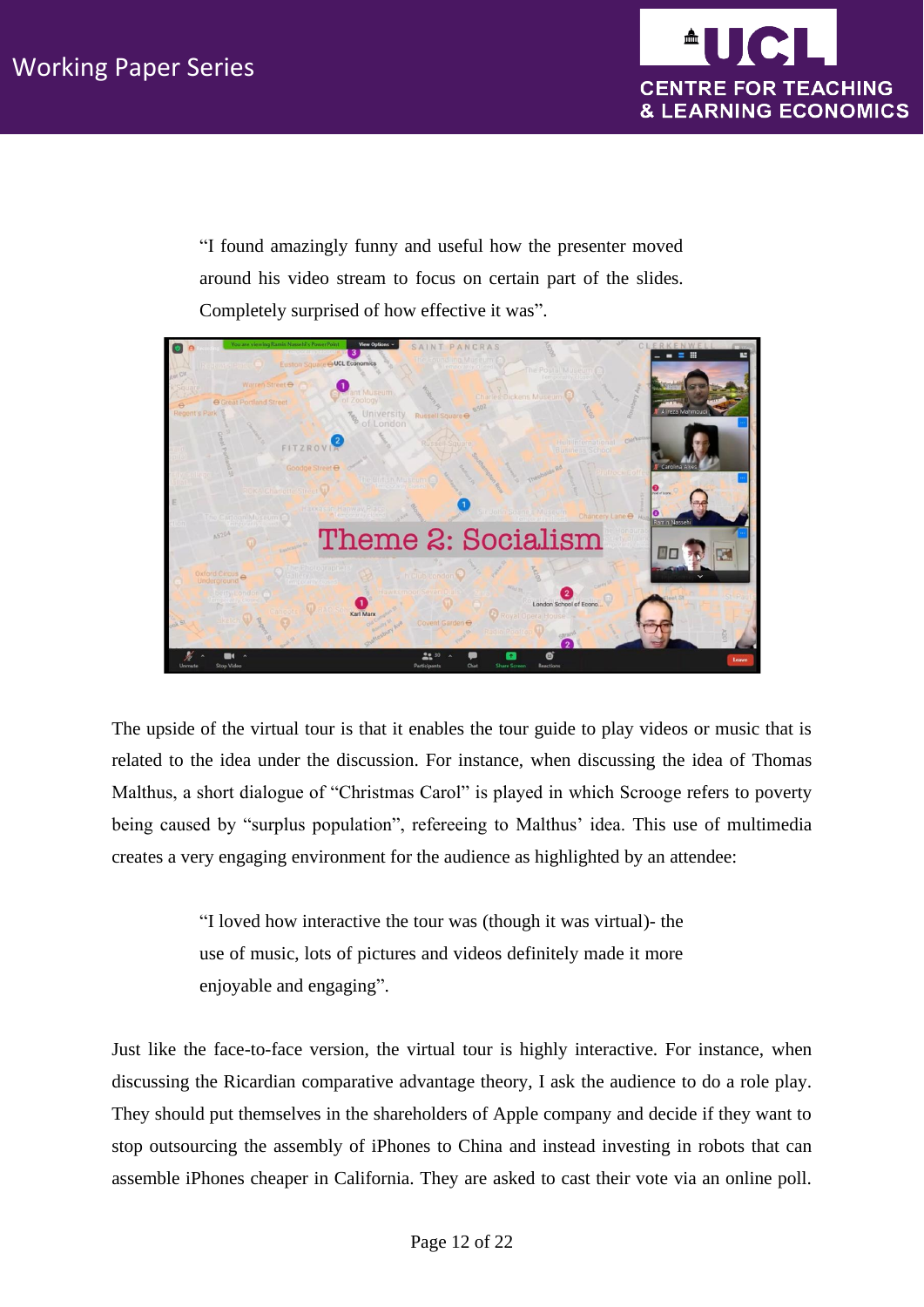> "I found amazingly funny and useful how the presenter moved around his video stream to focus on certain part of the slides. Completely surprised of how effective it was".

The upside of the virtual tour is that it enables the tour guide to play videos or music that is related to the idea under the discussion. For instance, when discussing the idea of Thomas Malthus, a short dialogue of "Christmas Carol" is played in which Scrooge refers to poverty being caused by "surplus population", refereeing to Malthus' idea. This use of multimedia creates a very engaging environment for the audience as highlighted by an attendee:

> "I loved how interactive the tour was (though it was virtual)- the use of music, lots of pictures and videos definitely made it more enjoyable and engaging".

Just like the face-to-face version, the virtual tour is highly interactive. For instance, when discussing the Ricardian comparative advantage theory, I ask the audience to do a role play. They should put themselves in the shareholders of Apple company and decide if they want to stop outsourcing the assembly of iPhones to China and instead investing in robots that can assemble iPhones cheaper in California. They are asked to cast their vote via an online poll.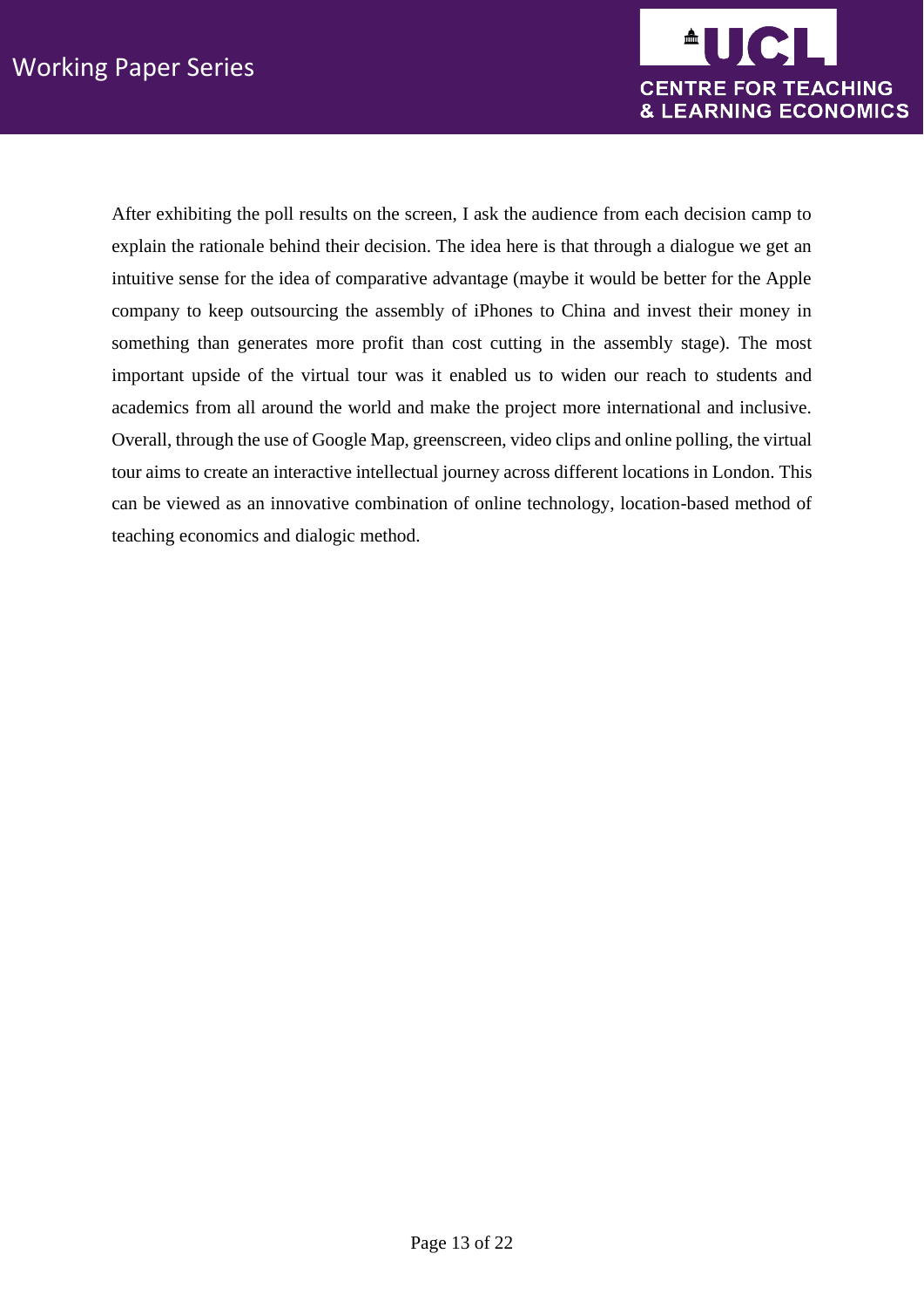After exhibiting the poll results on the screen, I ask the audience from each decision camp to explain the rationale behind their decision. The idea here is that through a dialogue we get an intuitive sense for the idea of comparative advantage (maybe it would be better for the Apple company to keep outsourcing the assembly of iPhones to China and invest their money in something than generates more profit than cost cutting in the assembly stage). The most important upside of the virtual tour was it enabled us to widen our reach to students and academics from all around the world and make the project more international and inclusive. Overall, through the use of Google Map, greenscreen, video clips and online polling, the virtual tour aims to create an interactive intellectual journey across different locations in London. This can be viewed as an innovative combination of online technology, location-based method of teaching economics and dialogic method.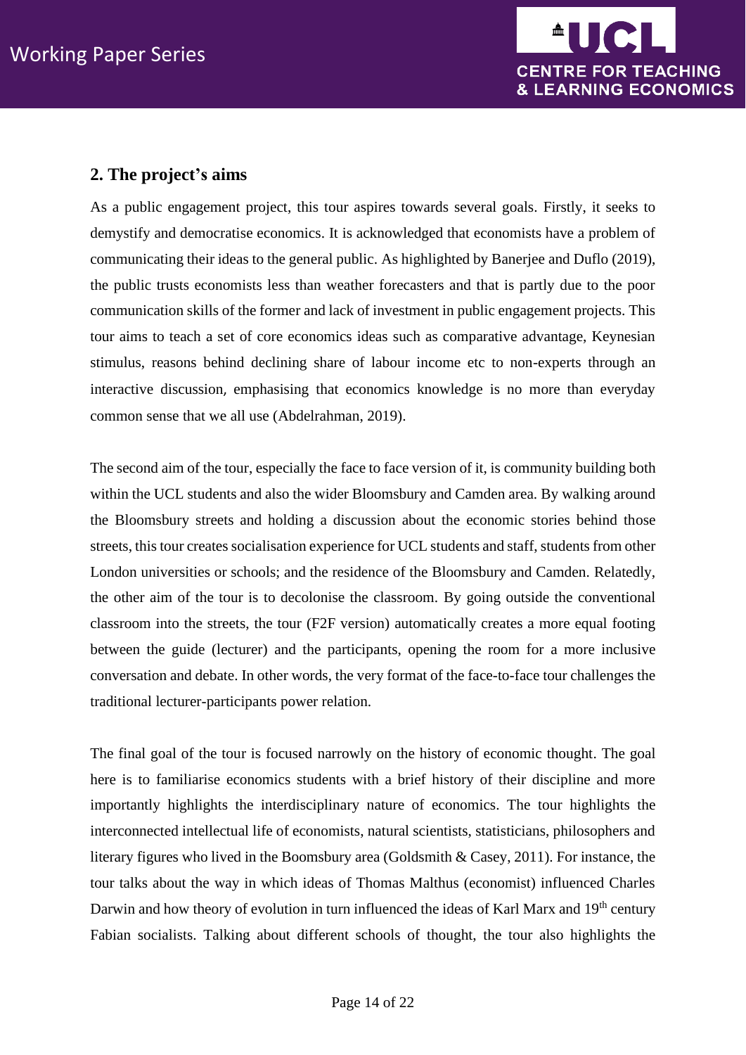## 2. The project's aims

As a public engagement project, this tour aspires towards several goals. Firstly, it seeks to demystify and democratise economics. It is acknowledged that economists have a problem of communicating their ideas to the general public. As highlighted by Banerjee and Duflo (2019), the public trusts economists less than weather forecasters and that is partly due to the poor communication skills of the former and lack of investment in public engagement projects. This tour aims to teach a set of core economics ideas such as comparative advantage, Keynesian stimulus, reasons behind declining share of labour income etc to non-experts through an interactive discussion, emphasising that economics knowledge is no more than everyday common sense that we all use (Abdelrahman, 2019).

The second aim of the tour, especially the face to face version of it, is community building both within the UCL students and also the wider Bloomsbury and Camden area. By walking around the Bloomsbury streets and holding a discussion about the economic stories behind those streets, this tour creates socialisation experience for UCL students and staff, students from other London universities or schools; and the residence of the Bloomsbury and Camden. Relatedly, the other aim of the tour is to decolonise the classroom. By going outside the conventional classroom into the streets, the tour (F2F version) automatically creates a more equal footing between the guide (lecturer) and the participants, opening the room for a more inclusive conversation and debate. In other words, the very format of the face-to-face tour challenges the traditional lecturer-participants power relation.

The final goal of the tour is focused narrowly on the history of economic thought. The goal here is to familiarise economics students with a brief history of their discipline and more importantly highlights the interdisciplinary nature of economics. The tour highlights the interconnected intellectual life of economists, natural scientists, statisticians, philosophers and literary figures who lived in the Boomsbury area (Goldsmith & Casey, 2011). For instance, the tour talks about the way in which ideas of Thomas Malthus (economist) influenced Charles Darwin and how theory of evolution in turn influenced the ideas of Karl Marx and 19th century Fabian socialists. Talking about different schools of thought, the tour also highlights the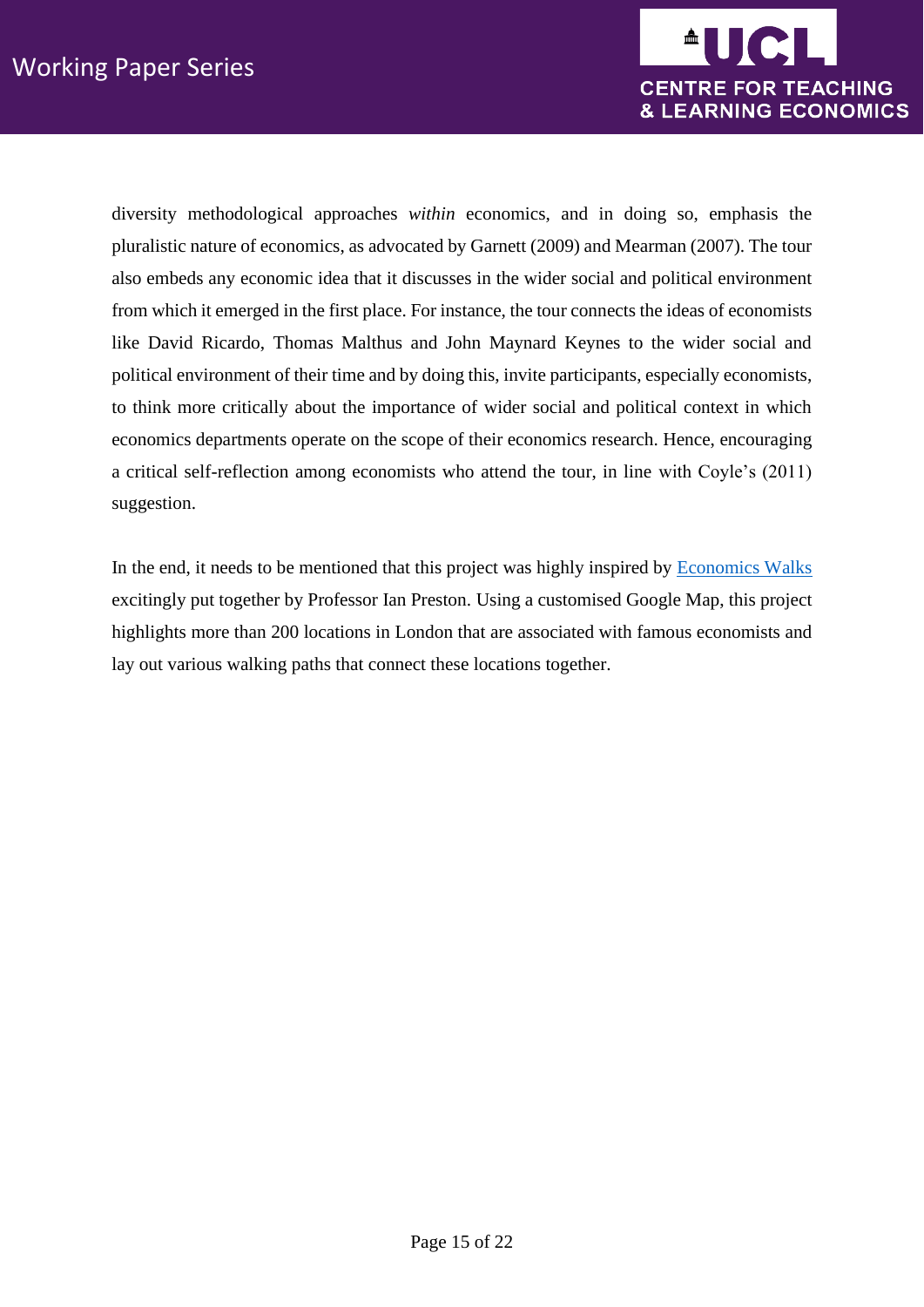diversity methodological approaches *within* economics, and in doing so, emphasis the pluralistic nature of economics, as advocated by Garnett (2009) and Mearman (2007). The tour also embeds any economic idea that it discusses in the wider social and political environment from which it emerged in the first place. For instance, the tour connects the ideas of economists like David Ricardo, Thomas Malthus and John Maynard Keynes to the wider social and political environment of their time and by doing this, invite participants, especially economists, to think more critically about the importance of wider social and political context in which economics departments operate on the scope of their economics research. Hence, encouraging a critical self-reflection among economists who attend the tour, in line with Coyle's (2011) suggestion.

In the end, it needs to be mentioned that this project was highly inspired by Economics Walks excitingly put together by Professor Ian Preston. Using a customised Google Map, this project highlights more than 200 locations in London that are associated with famous economists and lay out various walking paths that connect these locations together.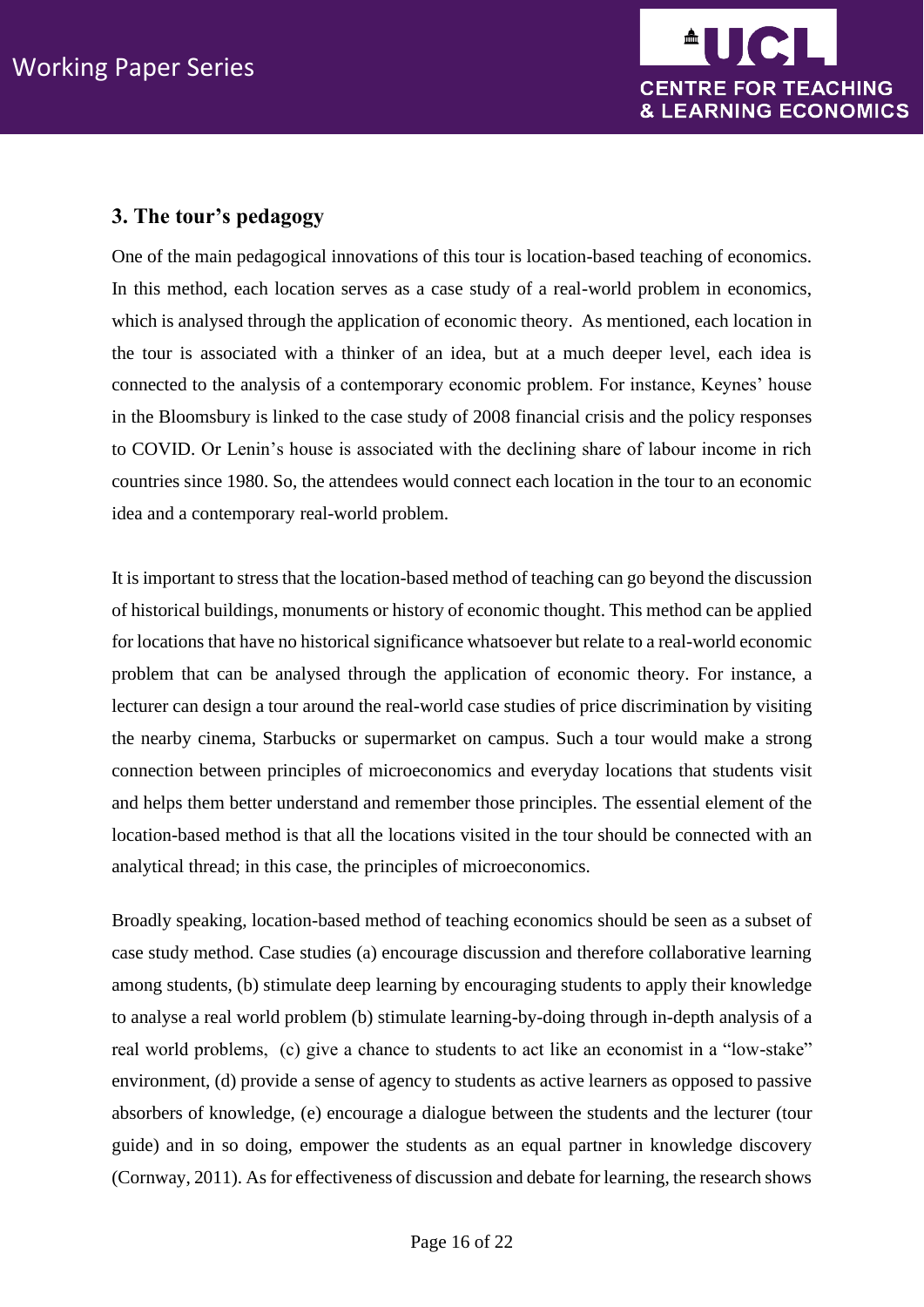## 3. The tour's pedagogy

One of the main pedagogical innovations of this tour is location-based teaching of economics. In this method, each location serves as a case study of a real-world problem in economics, which is analysed through the application of economic theory. As mentioned, each location in the tour is associated with a thinker of an idea, but at a much deeper level, each idea is connected to the analysis of a contemporary economic problem. For instance, Keynes' house in the Bloomsbury is linked to the case study of 2008 financial crisis and the policy responses to COVID. Or Lenin's house is associated with the declining share of labour income in rich countries since 1980. So, the attendees would connect each location in the tour to an economic idea and a contemporary real-world problem.

It is important to stress that the location-based method of teaching can go beyond the discussion of historical buildings, monuments or history of economic thought. This method can be applied for locations that have no historical significance whatsoever but relate to a real-world economic problem that can be analysed through the application of economic theory. For instance, a lecturer can design a tour around the real-world case studies of price discrimination by visiting the nearby cinema, Starbucks or supermarket on campus. Such a tour would make a strong connection between principles of microeconomics and everyday locations that students visit and helps them better understand and remember those principles. The essential element of the location-based method is that all the locations visited in the tour should be connected with an analytical thread; in this case, the principles of microeconomics.

Broadly speaking, location-based method of teaching economics should be seen as a subset of case study method. Case studies (a) encourage discussion and therefore collaborative learning among students, (b) stimulate deep learning by encouraging students to apply their knowledge to analyse a real world problem (b) stimulate learning-by-doing through in-depth analysis of a real world problems, (c) give a chance to students to act like an economist in a "low-stake" environment, (d) provide a sense of agency to students as active learners as opposed to passive absorbers of knowledge, (e) encourage a dialogue between the students and the lecturer (tour guide) and in so doing, empower the students as an equal partner in knowledge discovery (Cornway, 2011). As for effectiveness of discussion and debate for learning, the research shows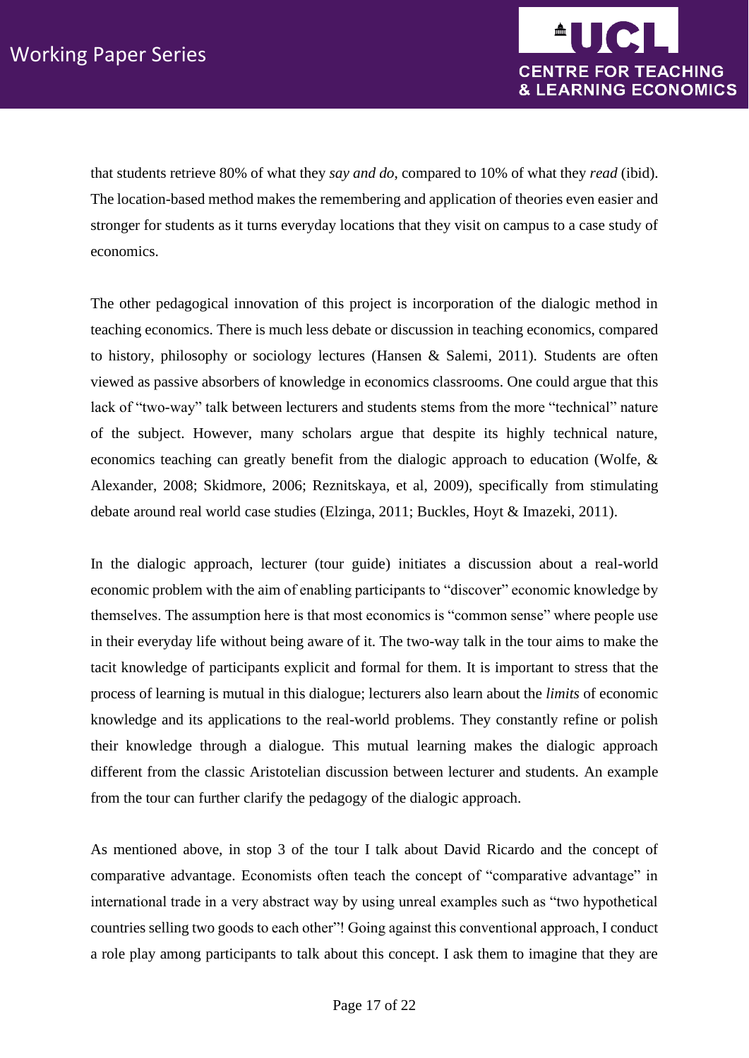that students retrieve 80% of what they *say and do*, compared to 10% of what they *read* (ibid). The location-based method makes the remembering and application of theories even easier and stronger for students as it turns everyday locations that they visit on campus to a case study of economics.

The other pedagogical innovation of this project is incorporation of the dialogic method in teaching economics. There is much less debate or discussion in teaching economics, compared to history, philosophy or sociology lectures (Hansen & Salemi, 2011). Students are often viewed as passive absorbers of knowledge in economics classrooms. One could argue that this lack of "two-way" talk between lecturers and students stems from the more "technical" nature of the subject. However, many scholars argue that despite its highly technical nature, economics teaching can greatly benefit from the dialogic approach to education (Wolfe, & Alexander, 2008; Skidmore, 2006; Reznitskaya, et al, 2009), specifically from stimulating debate around real world case studies (Elzinga, 2011; Buckles, Hoyt & Imazeki, 2011).

In the dialogic approach, lecturer (tour guide) initiates a discussion about a real-world economic problem with the aim of enabling participants to "discover" economic knowledge by themselves. The assumption here is that most economics is "common sense" where people use in their everyday life without being aware of it. The two-way talk in the tour aims to make the tacit knowledge of participants explicit and formal for them. It is important to stress that the process of learning is mutual in this dialogue; lecturers also learn about the *limits* of economic knowledge and its applications to the real-world problems. They constantly refine or polish their knowledge through a dialogue. This mutual learning makes the dialogic approach different from the classic Aristotelian discussion between lecturer and students. An example from the tour can further clarify the pedagogy of the dialogic approach.

As mentioned above, in stop 3 of the tour I talk about David Ricardo and the concept of comparative advantage. Economists often teach the concept of "comparative advantage" in international trade in a very abstract way by using unreal examples such as "two hypothetical countries selling two goods to each other"! Going against this conventional approach, I conduct a role play among participants to talk about this concept. I ask them to imagine that they are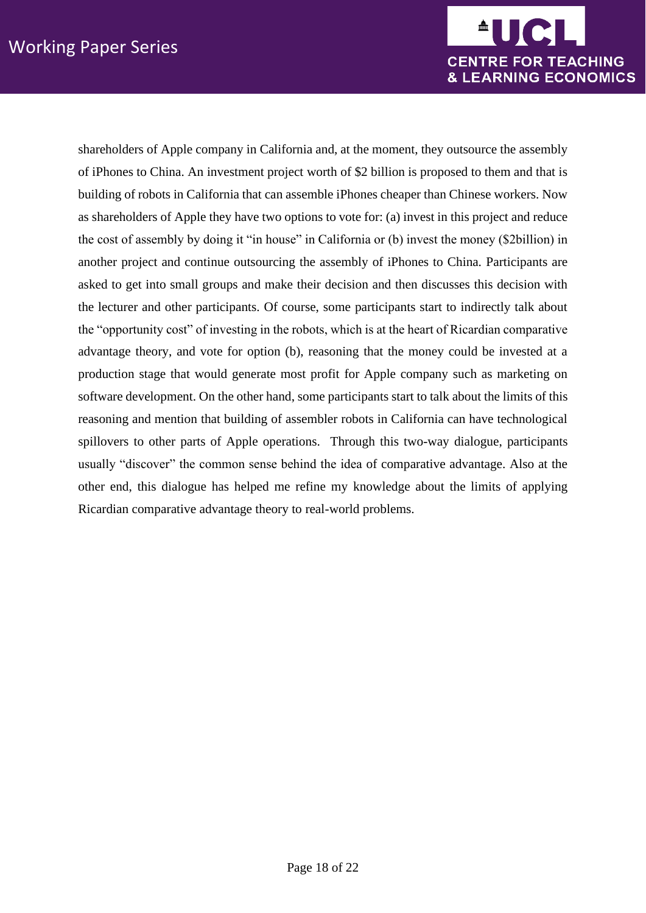shareholders of Apple company in California and, at the moment, they outsource the assembly of iPhones to China. An investment project worth of $2 billion is proposed to them and that is building of robots in California that can assemble iPhones cheaper than Chinese workers. Now as shareholders of Apple they have two options to vote for: (a) invest in this project and reduce the cost of assembly by doing it "in house" in California or (b) invest the money ($2billion) in another project and continue outsourcing the assembly of iPhones to China. Participants are asked to get into small groups and make their decision and then discusses this decision with the lecturer and other participants. Of course, some participants start to indirectly talk about the "opportunity cost" of investing in the robots, which is at the heart of Ricardian comparative advantage theory, and vote for option (b), reasoning that the money could be invested at a production stage that would generate most profit for Apple company such as marketing on software development. On the other hand, some participants start to talk about the limits of this reasoning and mention that building of assembler robots in California can have technological spillovers to other parts of Apple operations. Through this two-way dialogue, participants usually "discover" the common sense behind the idea of comparative advantage. Also at the other end, this dialogue has helped me refine my knowledge about the limits of applying Ricardian comparative advantage theory to real-world problems.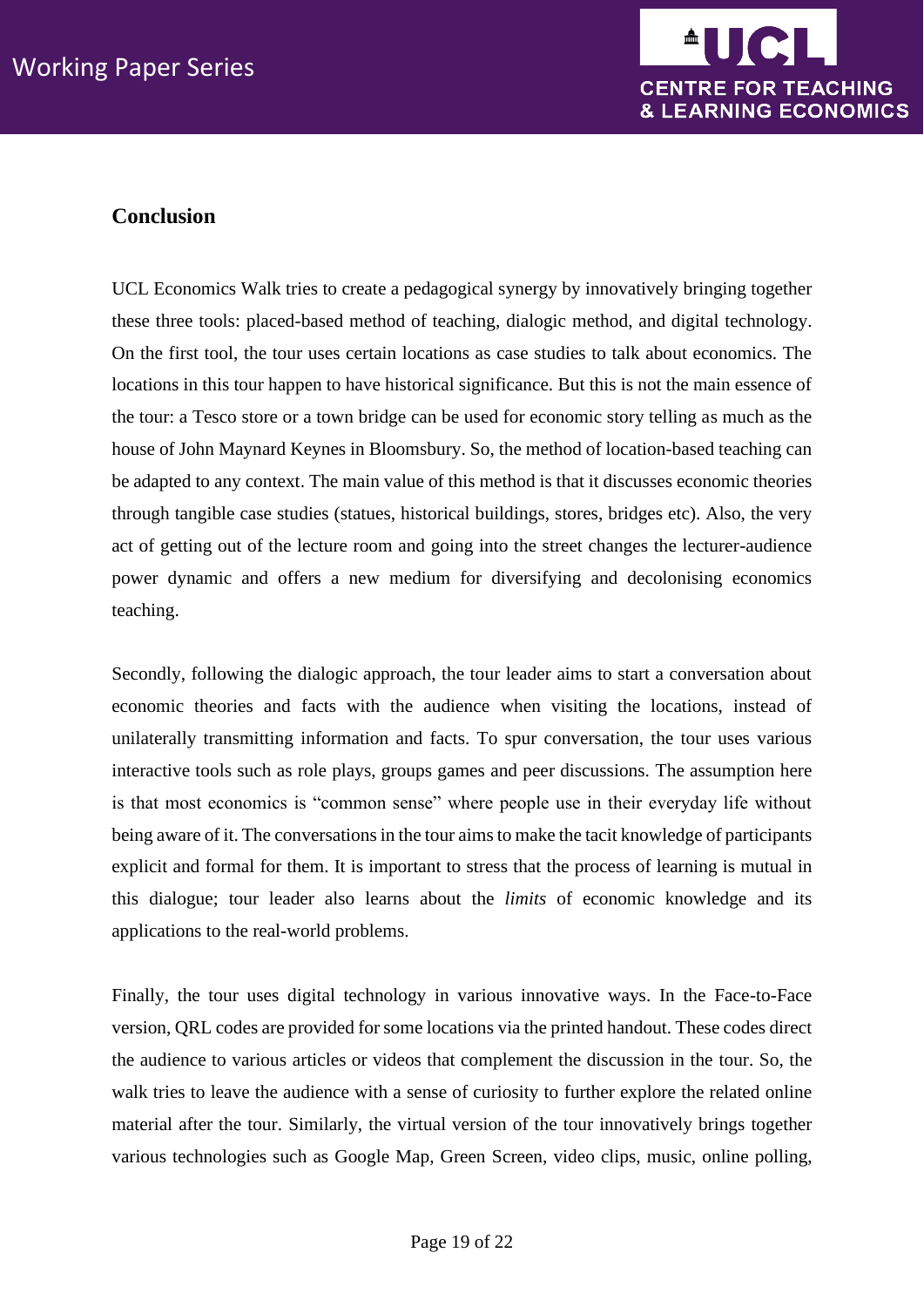## Conclusion

UCL Economics Walk tries to create a pedagogical synergy by innovatively bringing together these three tools: placed-based method of teaching, dialogic method, and digital technology. On the first tool, the tour uses certain locations as case studies to talk about economics. The locations in this tour happen to have historical significance. But this is not the main essence of the tour: a Tesco store or a town bridge can be used for economic story telling as much as the house of John Maynard Keynes in Bloomsbury. So, the method of location-based teaching can be adapted to any context. The main value of this method is that it discusses economic theories through tangible case studies (statues, historical buildings, stores, bridges etc). Also, the very act of getting out of the lecture room and going into the street changes the lecturer-audience power dynamic and offers a new medium for diversifying and decolonising economics teaching.

Secondly, following the dialogic approach, the tour leader aims to start a conversation about economic theories and facts with the audience when visiting the locations, instead of unilaterally transmitting information and facts. To spur conversation, the tour uses various interactive tools such as role plays, groups games and peer discussions. The assumption here is that most economics is "common sense" where people use in their everyday life without being aware of it. The conversations in the tour aims to make the tacit knowledge of participants explicit and formal for them. It is important to stress that the process of learning is mutual in this dialogue; tour leader also learns about the *limits* of economic knowledge and its applications to the real-world problems.

Finally, the tour uses digital technology in various innovative ways. In the Face-to-Face version, QRL codes are provided for some locations via the printed handout. These codes direct the audience to various articles or videos that complement the discussion in the tour. So, the walk tries to leave the audience with a sense of curiosity to further explore the related online material after the tour. Similarly, the virtual version of the tour innovatively brings together various technologies such as Google Map, Green Screen, video clips, music, online polling,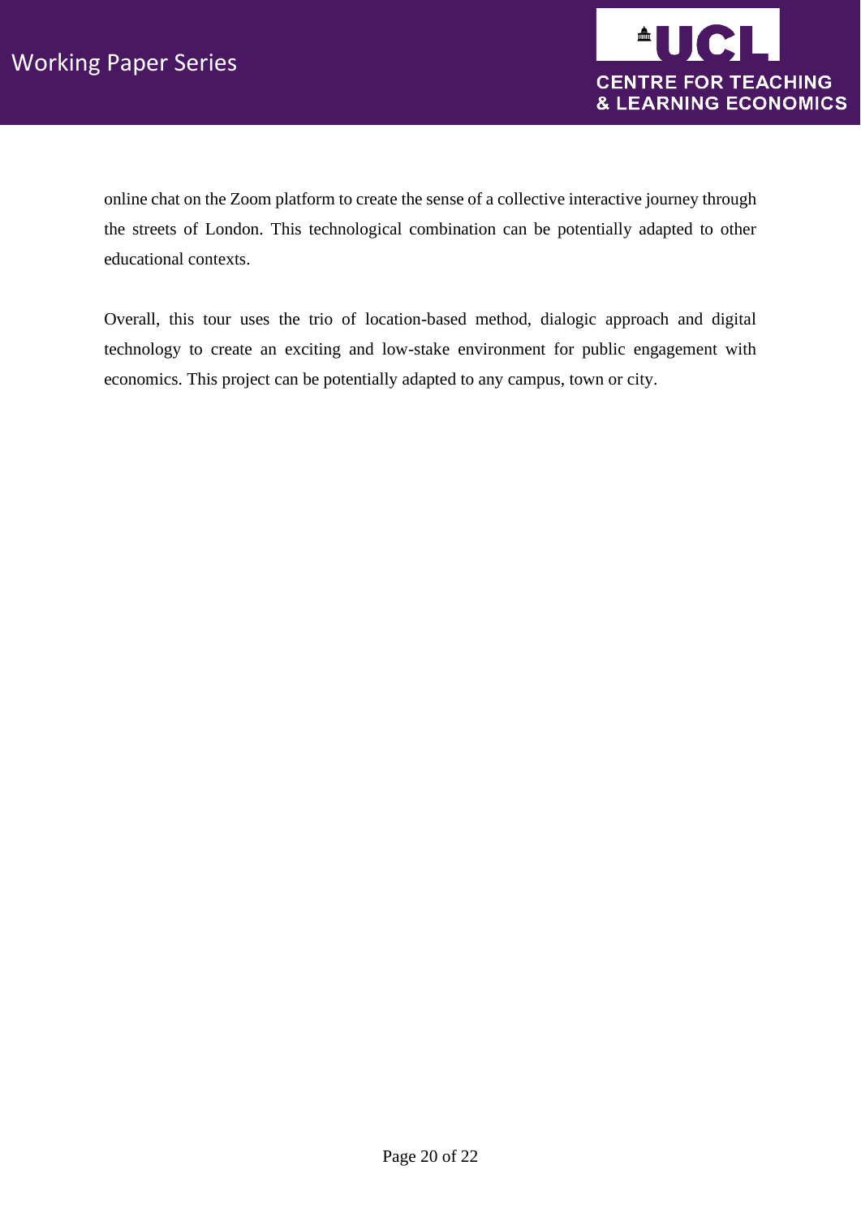online chat on the Zoom platform to create the sense of a collective interactive journey through the streets of London. This technological combination can be potentially adapted to other educational contexts.

Overall, this tour uses the trio of location-based method, dialogic approach and digital technology to create an exciting and low-stake environment for public engagement with economics. This project can be potentially adapted to any campus, town or city.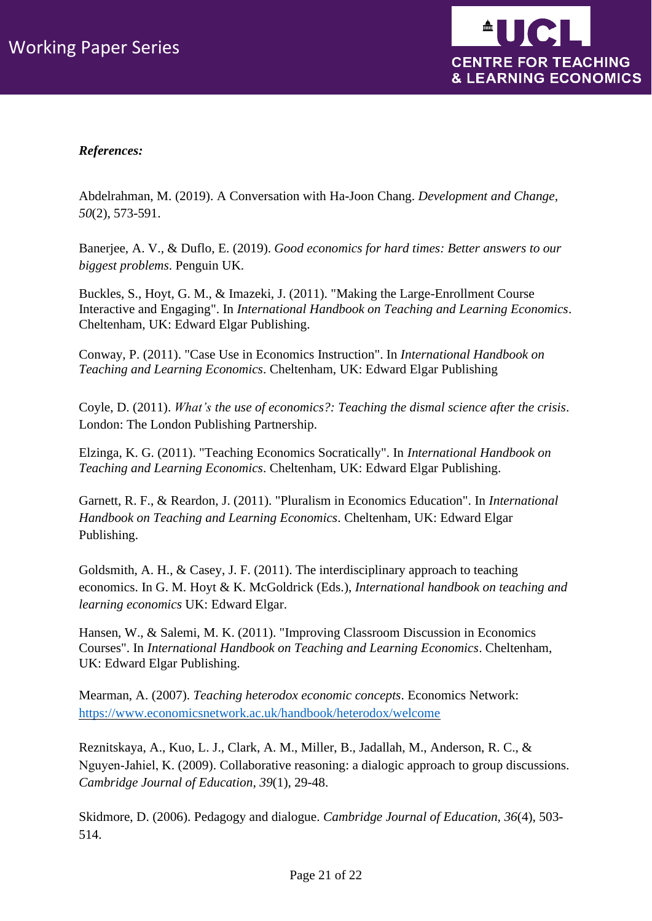***References:***

Abdelrahman, M. (2019). A Conversation with Ha-Joon Chang. *Development and Change, 50*(2), 573-591.

Banerjee, A. V., & Duflo, E. (2019). *Good economics for hard times: Better answers to our biggest problems*. Penguin UK.

Buckles, S., Hoyt, G. M., & Imazeki, J. (2011). "Making the Large-Enrollment Course Interactive and Engaging". In *International Handbook on Teaching and Learning Economics*. Cheltenham, UK: Edward Elgar Publishing.

Conway, P. (2011). "Case Use in Economics Instruction". In *International Handbook on Teaching and Learning Economics*. Cheltenham, UK: Edward Elgar Publishing

Coyle, D. (2011). *What's the use of economics?: Teaching the dismal science after the crisis*. London: The London Publishing Partnership.

Elzinga, K. G. (2011). "Teaching Economics Socratically". In *International Handbook on Teaching and Learning Economics*. Cheltenham, UK: Edward Elgar Publishing.

Garnett, R. F., & Reardon, J. (2011). "Pluralism in Economics Education". In *International Handbook on Teaching and Learning Economics*. Cheltenham, UK: Edward Elgar Publishing.

Goldsmith, A. H., & Casey, J. F. (2011). The interdisciplinary approach to teaching economics. In G. M. Hoyt & K. McGoldrick (Eds.), *International handbook on teaching and learning economics* UK: Edward Elgar.

Hansen, W., & Salemi, M. K. (2011). "Improving Classroom Discussion in Economics Courses". In *International Handbook on Teaching and Learning Economics*. Cheltenham, UK: Edward Elgar Publishing.

Mearman, A. (2007). *Teaching heterodox economic concepts*. Economics Network: https://www.economicsnetwork.ac.uk/handbook/heterodox/welcome

Reznitskaya, A., Kuo, L. J., Clark, A. M., Miller, B., Jadallah, M., Anderson, R. C., & Nguyen-Jahiel, K. (2009). Collaborative reasoning: a dialogic approach to group discussions. *Cambridge Journal of Education*, *39*(1), 29-48.

Skidmore, D. (2006). Pedagogy and dialogue. *Cambridge Journal of Education*, *36*(4), 503-514.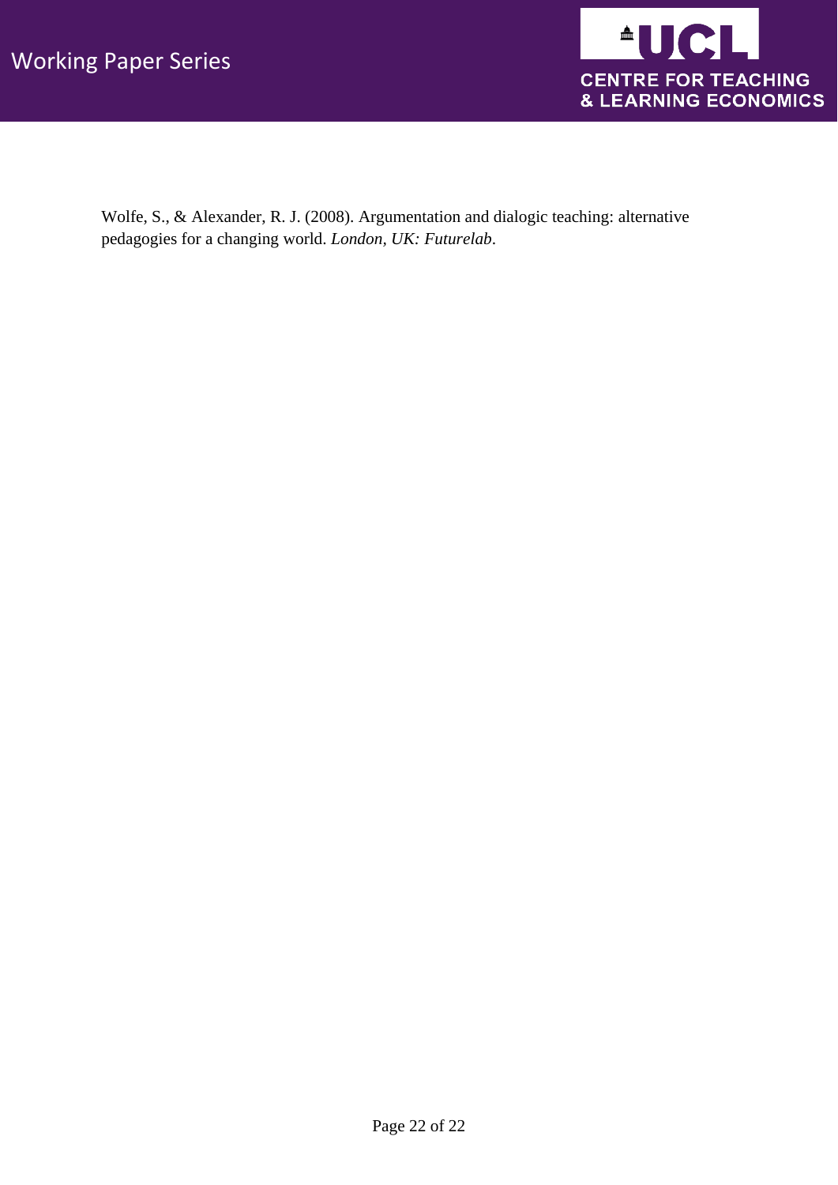Wolfe, S., & Alexander, R. J. (2008). Argumentation and dialogic teaching: alternative pedagogies for a changing world. *London, UK: Futurelab*.